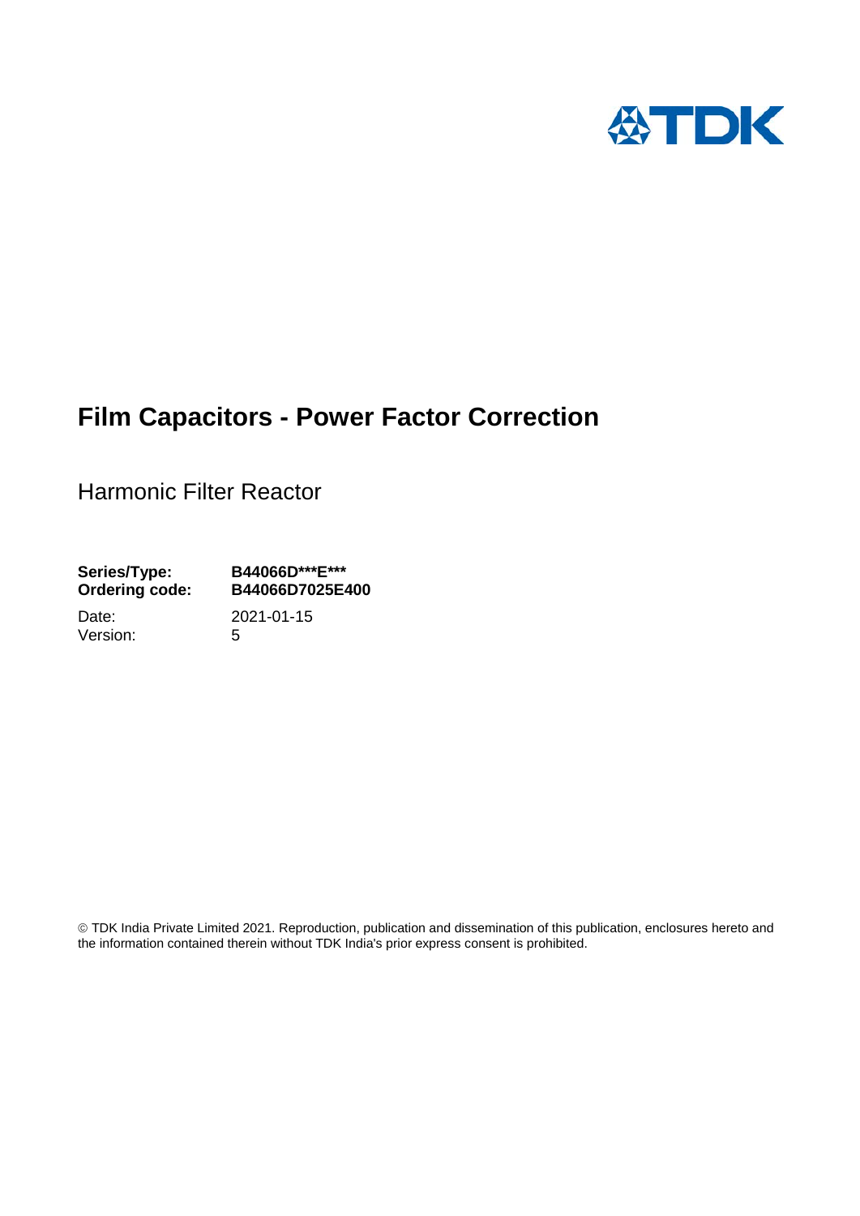# Film Capacitors - Power Factor Correction

Harmonic Filter Reactor

**Series/Type:** **B44066D***E***
**Ordering code:** **B44066D7025E400**

Date: 2021-01-15
Version: 5

© TDK India Private Limited 2021. Reproduction, publication and dissemination of this publication, enclosures hereto and the information contained therein without TDK India's prior express consent is prohibited.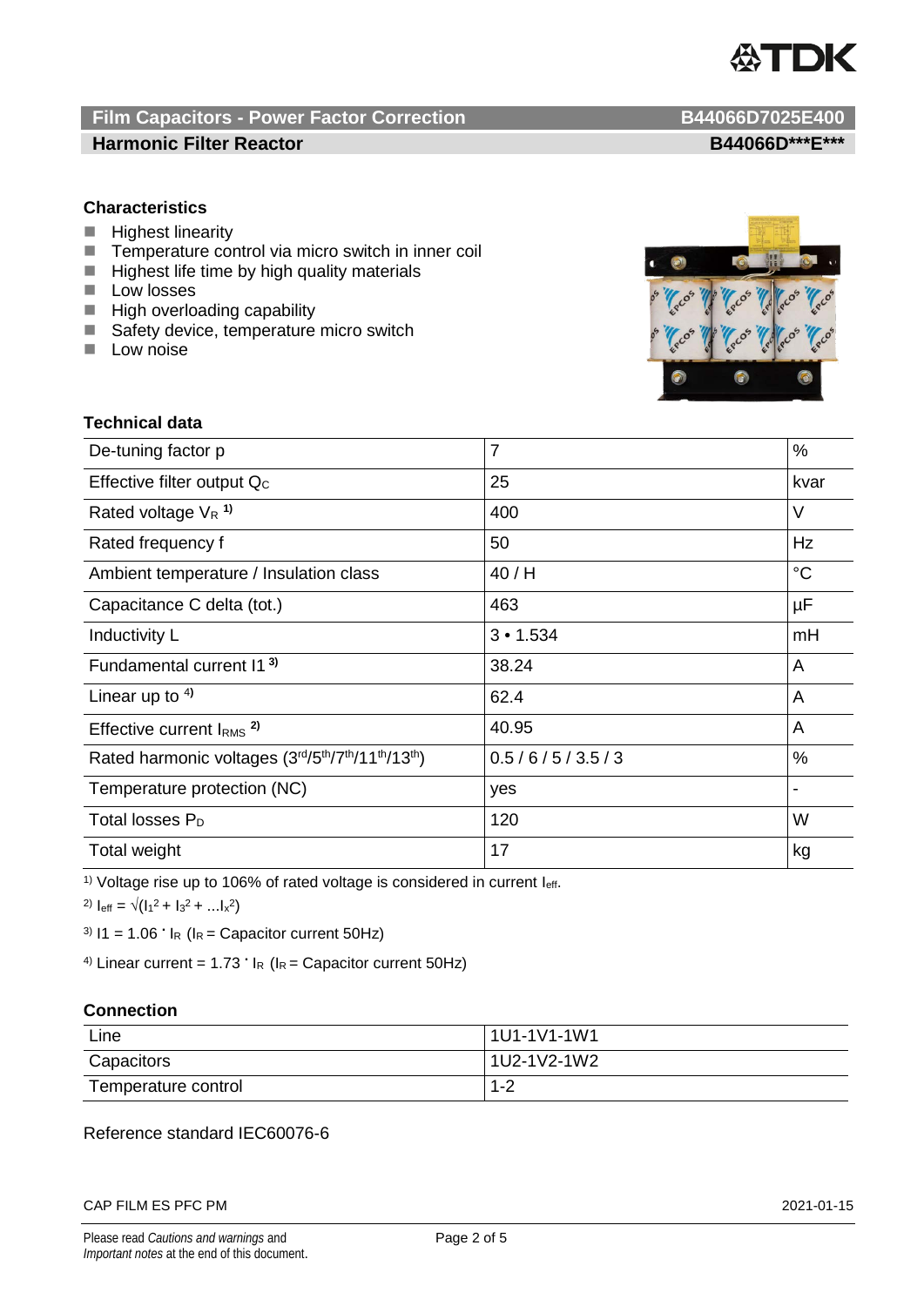## Film Capacitors - Power Factor Correction — B44066D7025E400

## Harmonic Filter Reactor — B44066D***E***

### Characteristics

- Highest linearity
- Temperature control via micro switch in inner coil
- Highest life time by high quality materials
- Low losses
- High overloading capability
- Safety device, temperature micro switch
- Low noise

### Technical data

| Parameter | Value | Unit |
|---|---|---|
| De-tuning factor p | 7 | % |
| Effective filter output $Q_C$ | 25 | kvar |
| Rated voltage $V_R$ [1)] | 400 | V |
| Rated frequency f | 50 | Hz |
| Ambient temperature / Insulation class | 40 / H | °C |
| Capacitance C delta (tot.) | 463 | µF |
| Inductivity L | 3 • 1.534 | mH |
| Fundamental current I1 [3)] | 38.24 | A |
| Linear up to [4)] | 62.4 | A |
| Effective current $I_{RMS}$ [2)] | 40.95 | A |
| Rated harmonic voltages ($3^{rd}/5^{th}/7^{th}/11^{th}/13^{th}$) | 0.5 / 6 / 5 / 3.5 / 3 | % |
| Temperature protection (NC) | yes | - |
| Total losses $P_D$ | 120 | W |
| Total weight | 17 | kg |

1) Voltage rise up to 106% of rated voltage is considered in current $I_{eff}$.

2) $I_{eff} = \sqrt{(I_1^2 + I_3^2 + \ldots I_x^2)}$

3) $I1 = 1.06 \cdot I_R$ ($I_R$ = Capacitor current 50Hz)

4) Linear current = $1.73 \cdot I_R$ ($I_R$ = Capacitor current 50Hz)

### Connection

| | |
|---|---|
| Line | 1U1-1V1-1W1 |
| Capacitors | 1U2-1V2-1W2 |
| Temperature control | 1-2 |

Reference standard IEC60076-6

CAP FILM ES PFC PM — 2021-01-15

Please read *Cautions and warnings* and *Important notes* at the end of this document.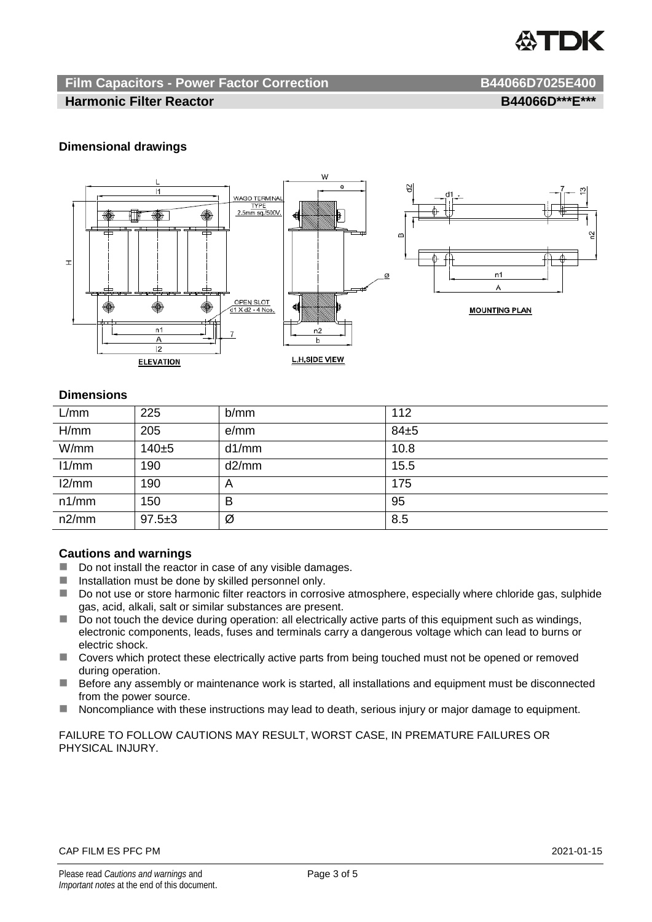## Film Capacitors - Power Factor Correction B44066D7025E400

### Harmonic Filter Reactor B44066D***E***

### Dimensional drawings

### Dimensions

| L/mm | 225 | b/mm | 112 |
|---|---|---|---|
| H/mm | 205 | e/mm | 84±5 |
| W/mm | 140±5 | d1/mm | 10.8 |
| l1/mm | 190 | d2/mm | 15.5 |
| l2/mm | 190 | A | 175 |
| n1/mm | 150 | B | 95 |
| n2/mm | 97.5±3 | Ø | 8.5 |

### Cautions and warnings

- Do not install the reactor in case of any visible damages.
- Installation must be done by skilled personnel only.
- Do not use or store harmonic filter reactors in corrosive atmosphere, especially where chloride gas, sulphide gas, acid, alkali, salt or similar substances are present.
- Do not touch the device during operation: all electrically active parts of this equipment such as windings, electronic components, leads, fuses and terminals carry a dangerous voltage which can lead to burns or electric shock.
- Covers which protect these electrically active parts from being touched must not be opened or removed during operation.
- Before any assembly or maintenance work is started, all installations and equipment must be disconnected from the power source.
- Noncompliance with these instructions may lead to death, serious injury or major damage to equipment.

FAILURE TO FOLLOW CAUTIONS MAY RESULT, WORST CASE, IN PREMATURE FAILURES OR PHYSICAL INJURY.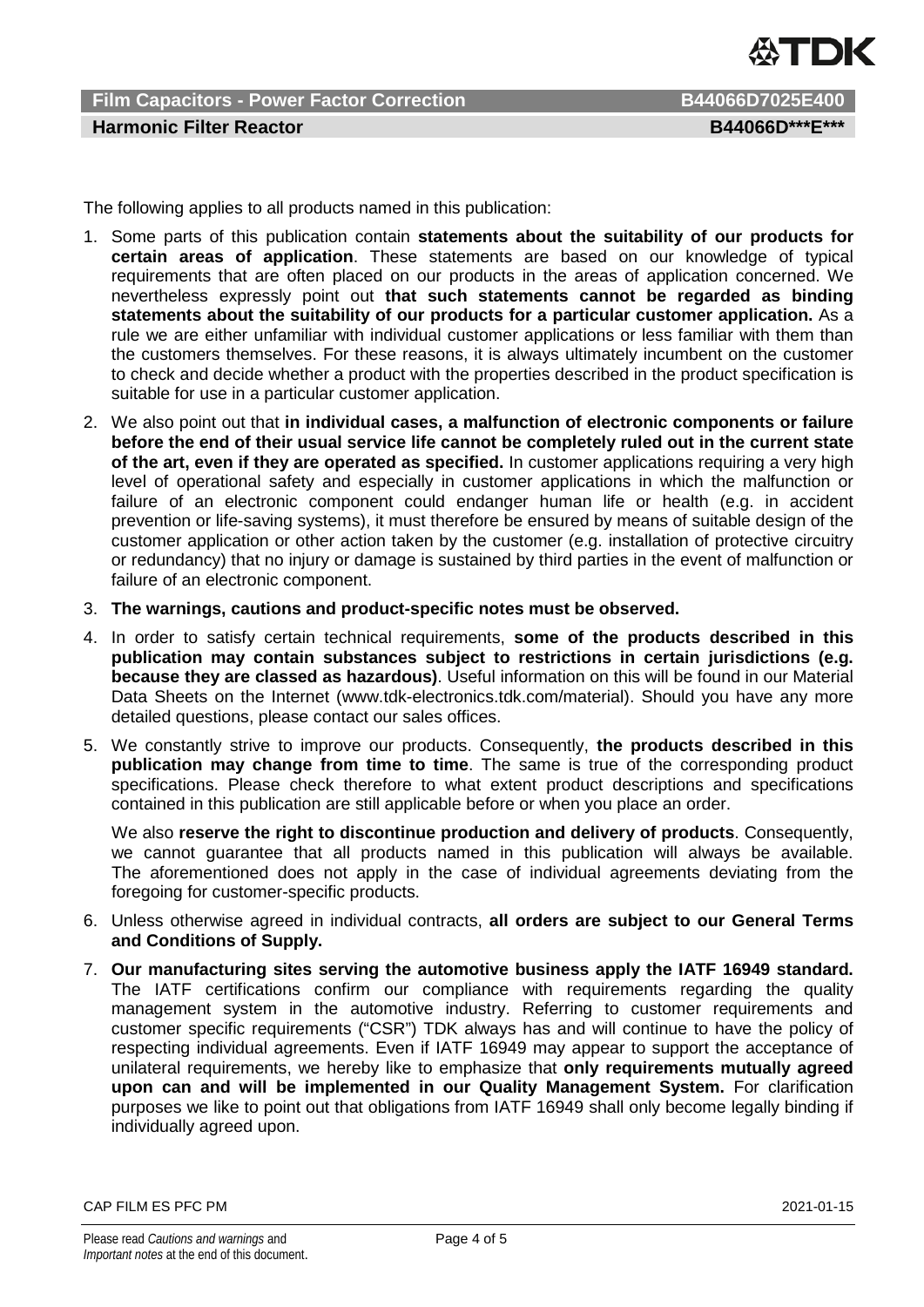The following applies to all products named in this publication:

1. Some parts of this publication contain **statements about the suitability of our products for certain areas of application**. These statements are based on our knowledge of typical requirements that are often placed on our products in the areas of application concerned. We nevertheless expressly point out **that such statements cannot be regarded as binding statements about the suitability of our products for a particular customer application.** As a rule we are either unfamiliar with individual customer applications or less familiar with them than the customers themselves. For these reasons, it is always ultimately incumbent on the customer to check and decide whether a product with the properties described in the product specification is suitable for use in a particular customer application.
2. We also point out that **in individual cases, a malfunction of electronic components or failure before the end of their usual service life cannot be completely ruled out in the current state of the art, even if they are operated as specified.** In customer applications requiring a very high level of operational safety and especially in customer applications in which the malfunction or failure of an electronic component could endanger human life or health (e.g. in accident prevention or life-saving systems), it must therefore be ensured by means of suitable design of the customer application or other action taken by the customer (e.g. installation of protective circuitry or redundancy) that no injury or damage is sustained by third parties in the event of malfunction or failure of an electronic component.
3. **The warnings, cautions and product-specific notes must be observed.**
4. In order to satisfy certain technical requirements, **some of the products described in this publication may contain substances subject to restrictions in certain jurisdictions (e.g. because they are classed as hazardous)**. Useful information on this will be found in our Material Data Sheets on the Internet (www.tdk-electronics.tdk.com/material). Should you have any more detailed questions, please contact our sales offices.
5. We constantly strive to improve our products. Consequently, **the products described in this publication may change from time to time**. The same is true of the corresponding product specifications. Please check therefore to what extent product descriptions and specifications contained in this publication are still applicable before or when you place an order.

   We also **reserve the right to discontinue production and delivery of products**. Consequently, we cannot guarantee that all products named in this publication will always be available. The aforementioned does not apply in the case of individual agreements deviating from the foregoing for customer-specific products.
6. Unless otherwise agreed in individual contracts, **all orders are subject to our General Terms and Conditions of Supply.**
7. **Our manufacturing sites serving the automotive business apply the IATF 16949 standard.** The IATF certifications confirm our compliance with requirements regarding the quality management system in the automotive industry. Referring to customer requirements and customer specific requirements ("CSR") TDK always has and will continue to have the policy of respecting individual agreements. Even if IATF 16949 may appear to support the acceptance of unilateral requirements, we hereby like to emphasize that **only requirements mutually agreed upon can and will be implemented in our Quality Management System.** For clarification purposes we like to point out that obligations from IATF 16949 shall only become legally binding if individually agreed upon.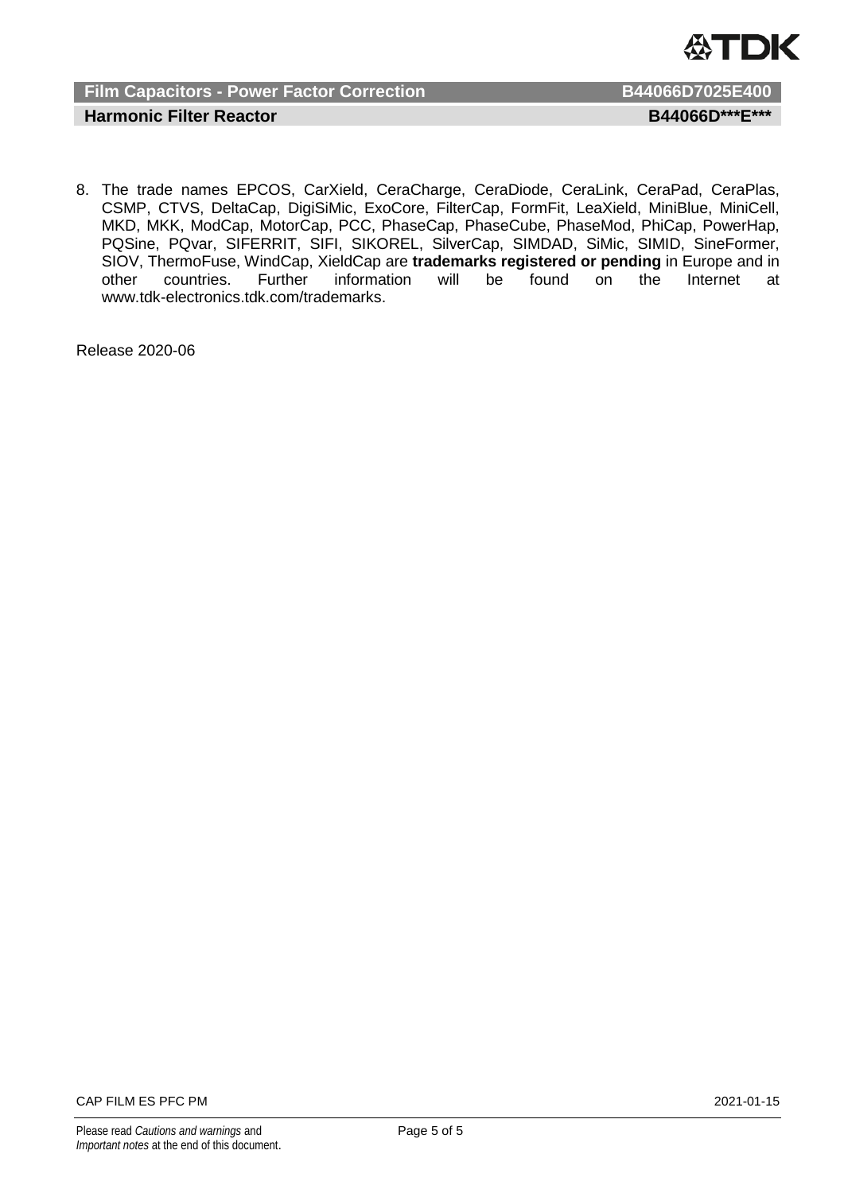8. The trade names EPCOS, CarXield, CeraCharge, CeraDiode, CeraLink, CeraPad, CeraPlas, CSMP, CTVS, DeltaCap, DigiSiMic, ExoCore, FilterCap, FormFit, LeaXield, MiniBlue, MiniCell, MKD, MKK, ModCap, MotorCap, PCC, PhaseCap, PhaseCube, PhaseMod, PhiCap, PowerHap, PQSine, PQvar, SIFERRIT, SIFI, SIKOREL, SilverCap, SIMDAD, SiMic, SIMID, SineFormer, SIOV, ThermoFuse, WindCap, XieldCap are **trademarks registered or pending** in Europe and in other countries. Further information will be found on the Internet at www.tdk-electronics.tdk.com/trademarks.

Release 2020-06